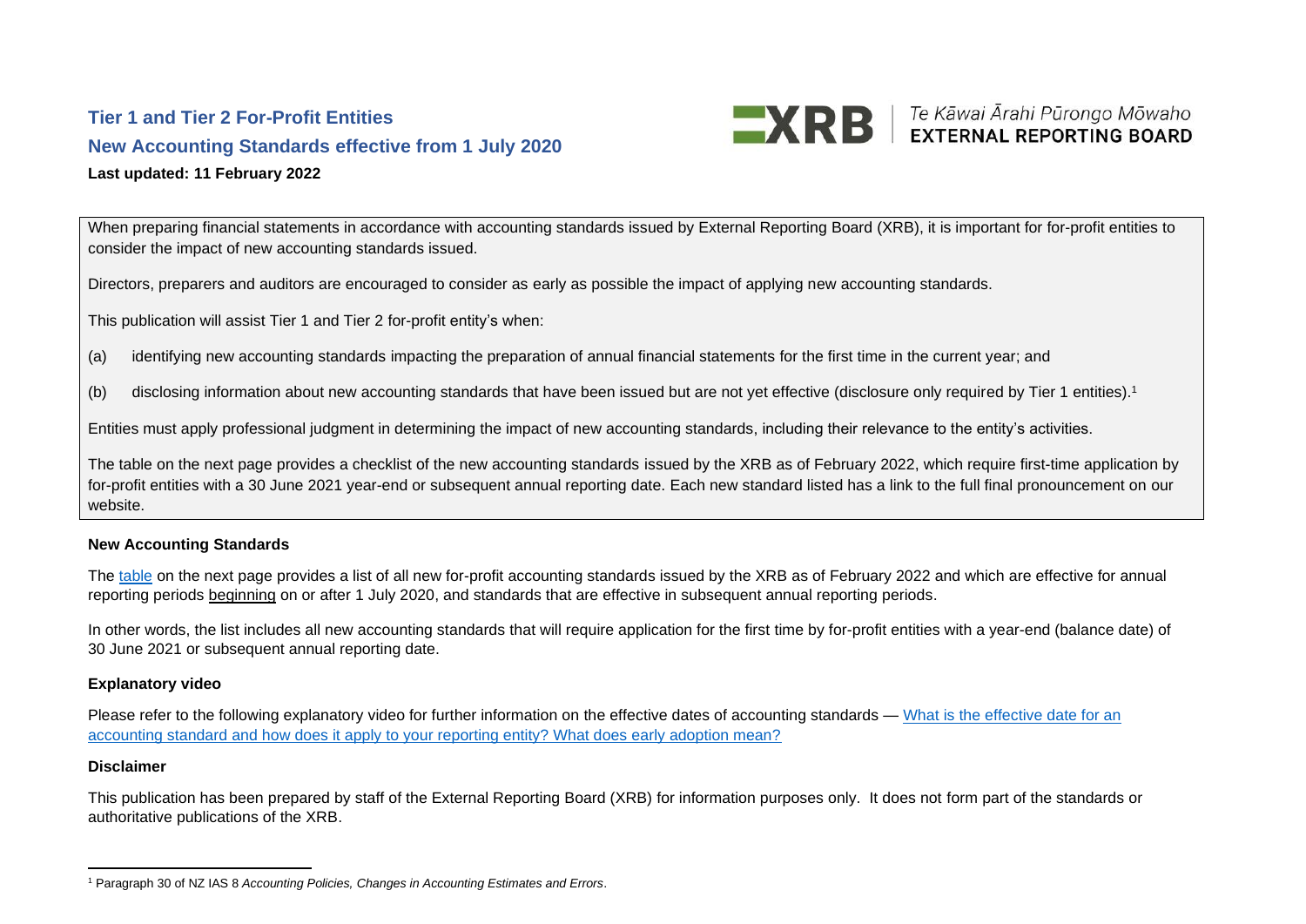# Tier 1 and Tier 2 For-Profit Entities

## New Accounting Standards effective from 1 July 2020

**Last updated: 11 February 2022**

Te Kāwai Ārahi Pūrongo Mōwaho
EXTERNAL REPORTING BOARD

When preparing financial statements in accordance with accounting standards issued by External Reporting Board (XRB), it is important for for-profit entities to consider the impact of new accounting standards issued.

Directors, preparers and auditors are encouraged to consider as early as possible the impact of applying new accounting standards.

This publication will assist Tier 1 and Tier 2 for-profit entity's when:

(a) identifying new accounting standards impacting the preparation of annual financial statements for the first time in the current year; and

(b) disclosing information about new accounting standards that have been issued but are not yet effective (disclosure only required by Tier 1 entities).[1]

Entities must apply professional judgment in determining the impact of new accounting standards, including their relevance to the entity's activities.

The table on the next page provides a checklist of the new accounting standards issued by the XRB as of February 2022, which require first-time application by for-profit entities with a 30 June 2021 year-end or subsequent annual reporting date. Each new standard listed has a link to the full final pronouncement on our website.

### New Accounting Standards

The table on the next page provides a list of all new for-profit accounting standards issued by the XRB as of February 2022 and which are effective for annual reporting periods beginning on or after 1 July 2020, and standards that are effective in subsequent annual reporting periods.

In other words, the list includes all new accounting standards that will require application for the first time by for-profit entities with a year-end (balance date) of 30 June 2021 or subsequent annual reporting date.

### Explanatory video

Please refer to the following explanatory video for further information on the effective dates of accounting standards — What is the effective date for an accounting standard and how does it apply to your reporting entity? What does early adoption mean?

### Disclaimer

This publication has been prepared by staff of the External Reporting Board (XRB) for information purposes only. It does not form part of the standards or authoritative publications of the XRB.

[1] Paragraph 30 of NZ IAS 8 *Accounting Policies, Changes in Accounting Estimates and Errors*.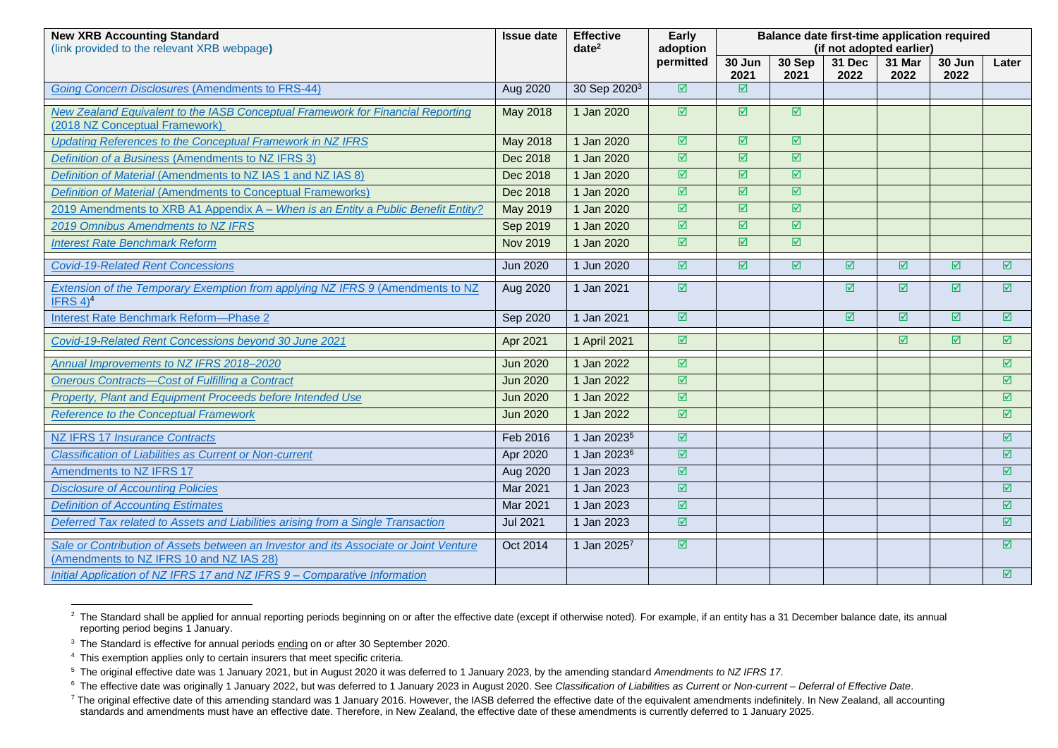| New XRB Accounting Standard (link provided to the relevant XRB webpage) | Issue date | Effective date[2] | Early adoption permitted | Balance date first-time application required (if not adopted earlier) | | | | | |
|---|---|---|---|---|---|---|---|---|---|
| | | | | 30 Jun 2021 | 30 Sep 2021 | 31 Dec 2022 | 31 Mar 2022 | 30 Jun 2022 | Later |
| *Going Concern Disclosures* (Amendments to FRS-44) | Aug 2020 | 30 Sep 2020[3] | ☑ | ☑ | | | | | |
| *New Zealand Equivalent to the IASB Conceptual Framework for Financial Reporting* (2018 NZ Conceptual Framework) | May 2018 | 1 Jan 2020 | ☑ | ☑ | ☑ | | | | |
| *Updating References to the Conceptual Framework in NZ IFRS* | May 2018 | 1 Jan 2020 | ☑ | ☑ | ☑ | | | | |
| *Definition of a Business* (Amendments to NZ IFRS 3) | Dec 2018 | 1 Jan 2020 | ☑ | ☑ | ☑ | | | | |
| *Definition of Material* (Amendments to NZ IAS 1 and NZ IAS 8) | Dec 2018 | 1 Jan 2020 | ☑ | ☑ | ☑ | | | | |
| *Definition of Material* (Amendments to Conceptual Frameworks) | Dec 2018 | 1 Jan 2020 | ☑ | ☑ | ☑ | | | | |
| 2019 Amendments to XRB A1 Appendix A – *When is an Entity a Public Benefit Entity?* | May 2019 | 1 Jan 2020 | ☑ | ☑ | ☑ | | | | |
| *2019 Omnibus Amendments to NZ IFRS* | Sep 2019 | 1 Jan 2020 | ☑ | ☑ | ☑ | | | | |
| *Interest Rate Benchmark Reform* | Nov 2019 | 1 Jan 2020 | ☑ | ☑ | ☑ | | | | |
| *Covid-19-Related Rent Concessions* | Jun 2020 | 1 Jun 2020 | ☑ | ☑ | ☑ | ☑ | ☑ | ☑ | ☑ |
| *Extension of the Temporary Exemption from applying NZ IFRS 9* (Amendments to NZ IFRS 4)[4] | Aug 2020 | 1 Jan 2021 | ☑ | | | ☑ | ☑ | ☑ | ☑ |
| Interest Rate Benchmark Reform—Phase 2 | Sep 2020 | 1 Jan 2021 | ☑ | | | ☑ | ☑ | ☑ | ☑ |
| *Covid-19-Related Rent Concessions beyond 30 June 2021* | Apr 2021 | 1 April 2021 | ☑ | | | | ☑ | ☑ | ☑ |
| *Annual Improvements to NZ IFRS 2018–2020* | Jun 2020 | 1 Jan 2022 | ☑ | | | | | | ☑ |
| *Onerous Contracts—Cost of Fulfilling a Contract* | Jun 2020 | 1 Jan 2022 | ☑ | | | | | | ☑ |
| *Property, Plant and Equipment Proceeds before Intended Use* | Jun 2020 | 1 Jan 2022 | ☑ | | | | | | ☑ |
| *Reference to the Conceptual Framework* | Jun 2020 | 1 Jan 2022 | ☑ | | | | | | ☑ |
| NZ IFRS 17 *Insurance Contracts* | Feb 2016 | 1 Jan 2023[5] | ☑ | | | | | | ☑ |
| *Classification of Liabilities as Current or Non-current* | Apr 2020 | 1 Jan 2023[6] | ☑ | | | | | | ☑ |
| Amendments to NZ IFRS 17 | Aug 2020 | 1 Jan 2023 | ☑ | | | | | | ☑ |
| *Disclosure of Accounting Policies* | Mar 2021 | 1 Jan 2023 | ☑ | | | | | | ☑ |
| *Definition of Accounting Estimates* | Mar 2021 | 1 Jan 2023 | ☑ | | | | | | ☑ |
| *Deferred Tax related to Assets and Liabilities arising from a Single Transaction* | Jul 2021 | 1 Jan 2023 | ☑ | | | | | | ☑ |
| *Sale or Contribution of Assets between an Investor and its Associate or Joint Venture* (Amendments to NZ IFRS 10 and NZ IAS 28) | Oct 2014 | 1 Jan 2025[7] | ☑ | | | | | | ☑ |
| *Initial Application of NZ IFRS 17 and NZ IFRS 9 – Comparative Information* | | | | | | | | | ☑ |

[2] The Standard shall be applied for annual reporting periods beginning on or after the effective date (except if otherwise noted). For example, if an entity has a 31 December balance date, its annual reporting period begins 1 January.

[3] The Standard is effective for annual periods ending on or after 30 September 2020.

[4] This exemption applies only to certain insurers that meet specific criteria.

[5] The original effective date was 1 January 2021, but in August 2020 it was deferred to 1 January 2023, by the amending standard *Amendments to NZ IFRS 17.*

[6] The effective date was originally 1 January 2022, but was deferred to 1 January 2023 in August 2020. See *Classification of Liabilities as Current or Non-current – Deferral of Effective Date*.

[7] The original effective date of this amending standard was 1 January 2016. However, the IASB deferred the effective date of the equivalent amendments indefinitely. In New Zealand, all accounting standards and amendments must have an effective date. Therefore, in New Zealand, the effective date of these amendments is currently deferred to 1 January 2025.